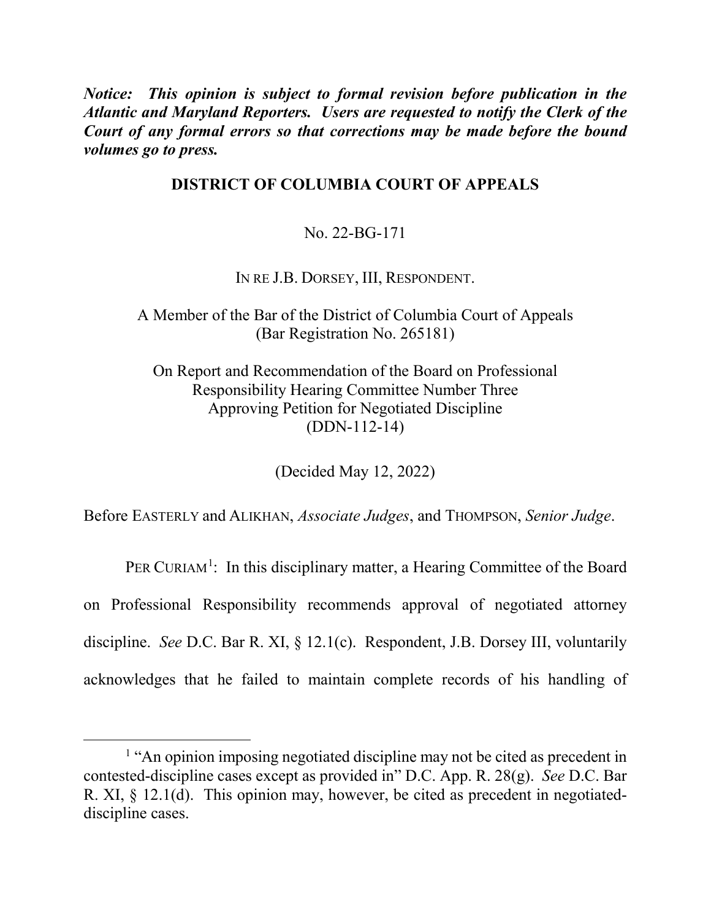***Notice: This opinion is subject to formal revision before publication in the Atlantic and Maryland Reporters. Users are requested to notify the Clerk of the Court of any formal errors so that corrections may be made before the bound volumes go to press.***

**DISTRICT OF COLUMBIA COURT OF APPEALS**

No. 22-BG-171

IN RE J.B. DORSEY, III, RESPONDENT.

A Member of the Bar of the District of Columbia Court of Appeals
(Bar Registration No. 265181)

On Report and Recommendation of the Board on Professional Responsibility Hearing Committee Number Three
Approving Petition for Negotiated Discipline
(DDN-112-14)

(Decided May 12, 2022)

Before EASTERLY and ALIKHAN, *Associate Judges*, and THOMPSON, *Senior Judge*.

PER CURIAM[1]: In this disciplinary matter, a Hearing Committee of the Board on Professional Responsibility recommends approval of negotiated attorney discipline. *See* D.C. Bar R. XI, § 12.1(c). Respondent, J.B. Dorsey III, voluntarily acknowledges that he failed to maintain complete records of his handling of

---

[1] "An opinion imposing negotiated discipline may not be cited as precedent in contested-discipline cases except as provided in" D.C. App. R. 28(g). *See* D.C. Bar R. XI, § 12.1(d). This opinion may, however, be cited as precedent in negotiated-discipline cases.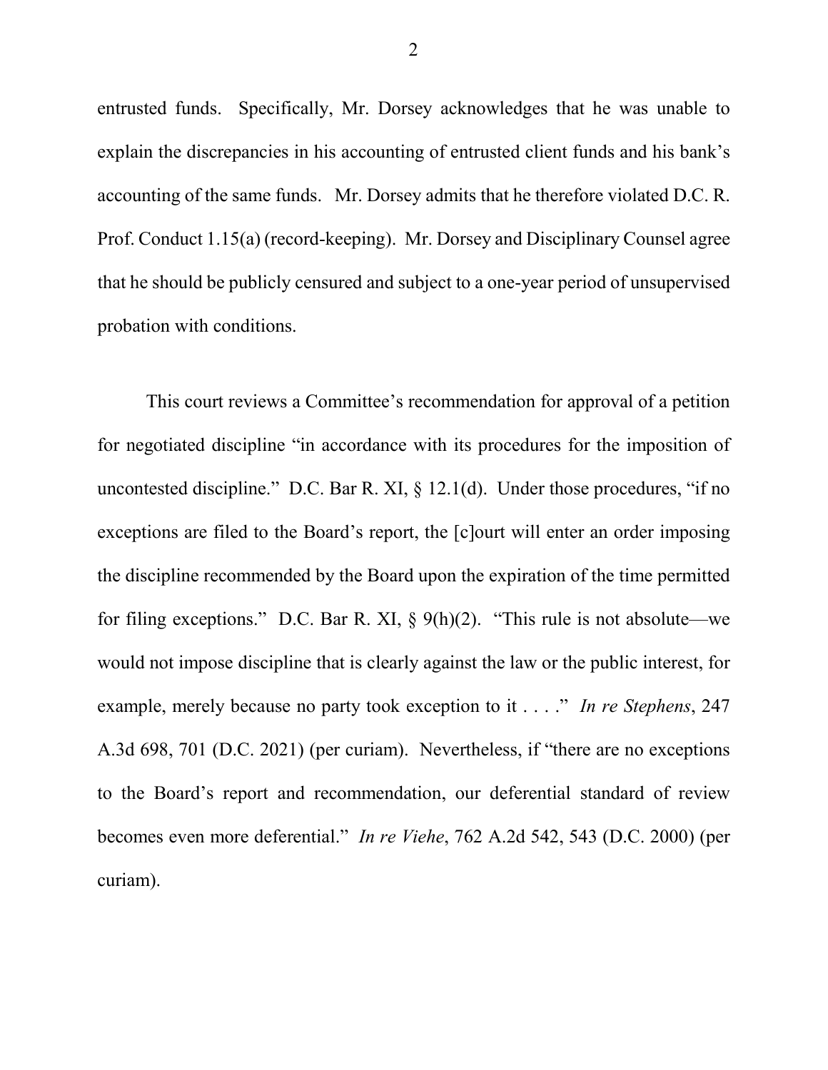entrusted funds. Specifically, Mr. Dorsey acknowledges that he was unable to explain the discrepancies in his accounting of entrusted client funds and his bank's accounting of the same funds. Mr. Dorsey admits that he therefore violated D.C. R. Prof. Conduct 1.15(a) (record-keeping). Mr. Dorsey and Disciplinary Counsel agree that he should be publicly censured and subject to a one-year period of unsupervised probation with conditions.

This court reviews a Committee's recommendation for approval of a petition for negotiated discipline "in accordance with its procedures for the imposition of uncontested discipline." D.C. Bar R. XI, § 12.1(d). Under those procedures, "if no exceptions are filed to the Board's report, the [c]ourt will enter an order imposing the discipline recommended by the Board upon the expiration of the time permitted for filing exceptions." D.C. Bar R. XI, § 9(h)(2). "This rule is not absolute—we would not impose discipline that is clearly against the law or the public interest, for example, merely because no party took exception to it . . . ." *In re Stephens*, 247 A.3d 698, 701 (D.C. 2021) (per curiam). Nevertheless, if "there are no exceptions to the Board's report and recommendation, our deferential standard of review becomes even more deferential." *In re Viehe*, 762 A.2d 542, 543 (D.C. 2000) (per curiam).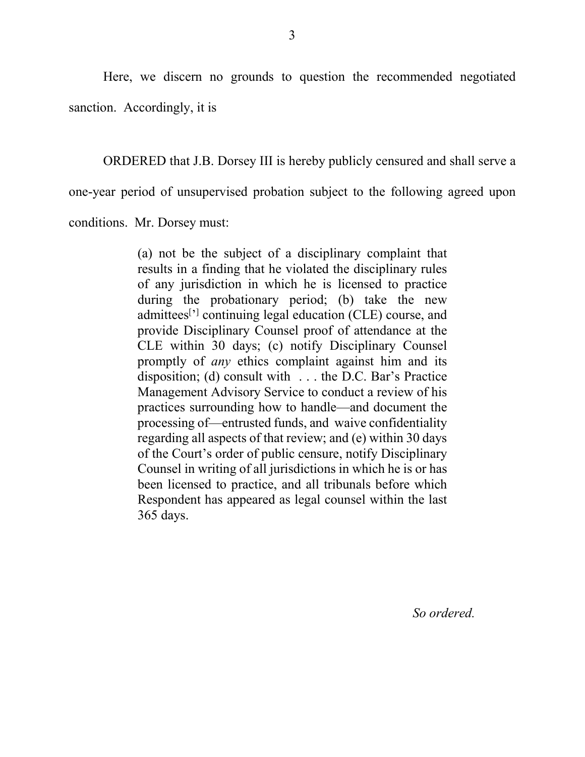Here, we discern no grounds to question the recommended negotiated sanction. Accordingly, it is

ORDERED that J.B. Dorsey III is hereby publicly censured and shall serve a one-year period of unsupervised probation subject to the following agreed upon conditions. Mr. Dorsey must:

> (a) not be the subject of a disciplinary complaint that results in a finding that he violated the disciplinary rules of any jurisdiction in which he is licensed to practice during the probationary period; (b) take the new admittees['] continuing legal education (CLE) course, and provide Disciplinary Counsel proof of attendance at the CLE within 30 days; (c) notify Disciplinary Counsel promptly of *any* ethics complaint against him and its disposition; (d) consult with . . . the D.C. Bar's Practice Management Advisory Service to conduct a review of his practices surrounding how to handle—and document the processing of—entrusted funds, and waive confidentiality regarding all aspects of that review; and (e) within 30 days of the Court's order of public censure, notify Disciplinary Counsel in writing of all jurisdictions in which he is or has been licensed to practice, and all tribunals before which Respondent has appeared as legal counsel within the last 365 days.

*So ordered.*